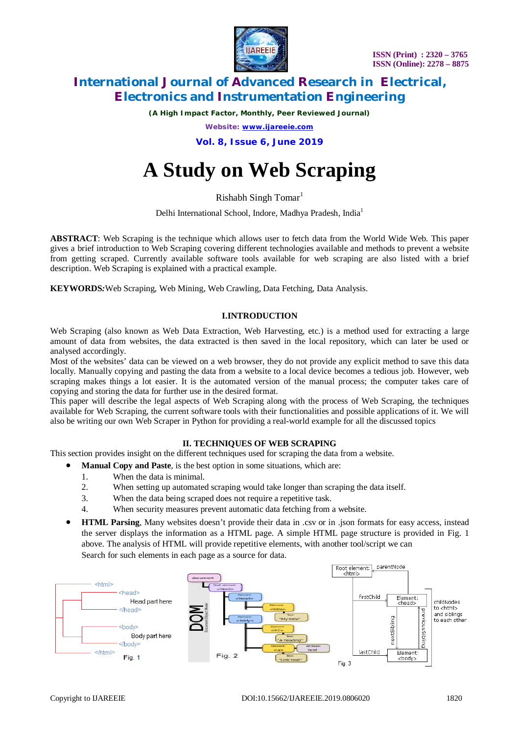# A Study on Web Scraping

Rishabh Singh Tomar[1]

Delhi International School, Indore, Madhya Pradesh, India[1]

**ABSTRACT**: Web Scraping is the technique which allows user to fetch data from the World Wide Web. This paper gives a brief introduction to Web Scraping covering different technologies available and methods to prevent a website from getting scraped. Currently available software tools available for web scraping are also listed with a brief description. Web Scraping is explained with a practical example.

**KEYWORDS:** Web Scraping, Web Mining, Web Crawling, Data Fetching, Data Analysis.

## I. INTRODUCTION

Web Scraping (also known as Web Data Extraction, Web Harvesting, etc.) is a method used for extracting a large amount of data from websites, the data extracted is then saved in the local repository, which can later be used or analysed accordingly.

Most of the websites' data can be viewed on a web browser, they do not provide any explicit method to save this data locally. Manually copying and pasting the data from a website to a local device becomes a tedious job. However, web scraping makes things a lot easier. It is the automated version of the manual process; the computer takes care of copying and storing the data for further use in the desired format.

This paper will describe the legal aspects of Web Scraping along with the process of Web Scraping, the techniques available for Web Scraping, the current software tools with their functionalities and possible applications of it. We will also be writing our own Web Scraper in Python for providing a real-world example for all the discussed topics

## II. TECHNIQUES OF WEB SCRAPING

This section provides insight on the different techniques used for scraping the data from a website.

- **Manual Copy and Paste**, is the best option in some situations, which are:
  1. When the data is minimal.
  2. When setting up automated scraping would take longer than scraping the data itself.
  3. When the data being scraped does not require a repetitive task.
  4. When security measures prevent automatic data fetching from a website.
- **HTML Parsing**, Many websites doesn't provide their data in .csv or in .json formats for easy access, instead the server displays the information as a HTML page. A simple HTML page structure is provided in Fig. 1 above. The analysis of HTML will provide repetitive elements, with another tool/script we can Search for such elements in each page as a source for data.

Fig. 1

Fig. 2

Fig. 3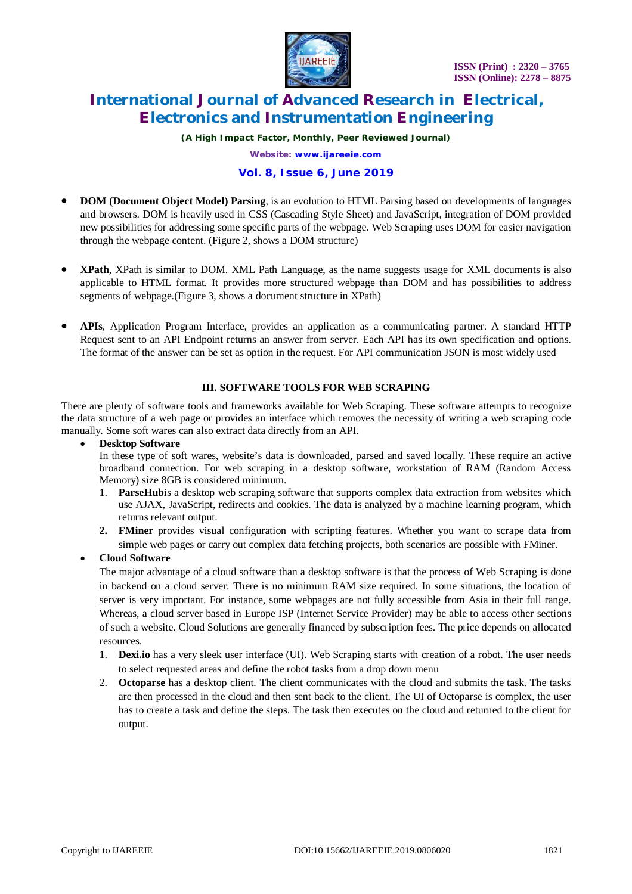- **DOM (Document Object Model) Parsing**, is an evolution to HTML Parsing based on developments of languages and browsers. DOM is heavily used in CSS (Cascading Style Sheet) and JavaScript, integration of DOM provided new possibilities for addressing some specific parts of the webpage. Web Scraping uses DOM for easier navigation through the webpage content. (Figure 2, shows a DOM structure)

- **XPath**, XPath is similar to DOM. XML Path Language, as the name suggests usage for XML documents is also applicable to HTML format. It provides more structured webpage than DOM and has possibilities to address segments of webpage.(Figure 3, shows a document structure in XPath)

- **APIs**, Application Program Interface, provides an application as a communicating partner. A standard HTTP Request sent to an API Endpoint returns an answer from server. Each API has its own specification and options. The format of the answer can be set as option in the request. For API communication JSON is most widely used

## III. SOFTWARE TOOLS FOR WEB SCRAPING

There are plenty of software tools and frameworks available for Web Scraping. These software attempts to recognize the data structure of a web page or provides an interface which removes the necessity of writing a web scraping code manually. Some soft wares can also extract data directly from an API.

- **Desktop Software**
  In these type of soft wares, website's data is downloaded, parsed and saved locally. These require an active broadband connection. For web scraping in a desktop software, workstation of RAM (Random Access Memory) size 8GB is considered minimum.
  1. **ParseHub**is a desktop web scraping software that supports complex data extraction from websites which use AJAX, JavaScript, redirects and cookies. The data is analyzed by a machine learning program, which returns relevant output.
  2. **FMiner** provides visual configuration with scripting features. Whether you want to scrape data from simple web pages or carry out complex data fetching projects, both scenarios are possible with FMiner.
- **Cloud Software**
  The major advantage of a cloud software than a desktop software is that the process of Web Scraping is done in backend on a cloud server. There is no minimum RAM size required. In some situations, the location of server is very important. For instance, some webpages are not fully accessible from Asia in their full range. Whereas, a cloud server based in Europe ISP (Internet Service Provider) may be able to access other sections of such a website. Cloud Solutions are generally financed by subscription fees. The price depends on allocated resources.
  1. **Dexi.io** has a very sleek user interface (UI). Web Scraping starts with creation of a robot. The user needs to select requested areas and define the robot tasks from a drop down menu
  2. **Octoparse** has a desktop client. The client communicates with the cloud and submits the task. The tasks are then processed in the cloud and then sent back to the client. The UI of Octoparse is complex, the user has to create a task and define the steps. The task then executes on the cloud and returned to the client for output.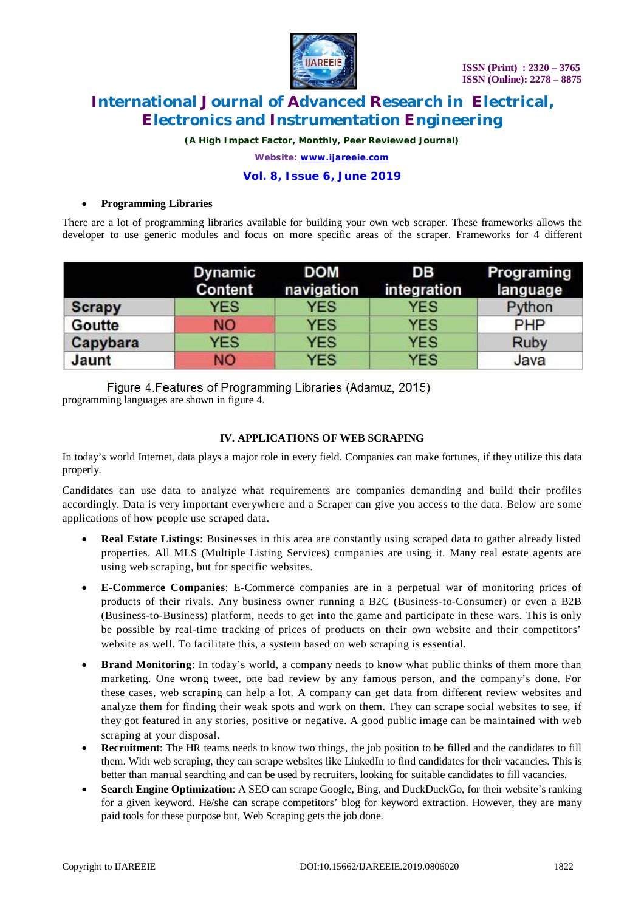- **Programming Libraries**

There are a lot of programming libraries available for building your own web scraper. These frameworks allows the developer to use generic modules and focus on more specific areas of the scraper. Frameworks for 4 different programming languages are shown in figure 4.

| | Dynamic Content | DOM navigation | DB integration | Programing language |
|---|---|---|---|---|
| Scrapy | YES | YES | YES | Python |
| Goutte | NO | YES | YES | PHP |
| Capybara | YES | YES | YES | Ruby |
| Jaunt | NO | YES | YES | Java |

Figure 4.Features of Programming Libraries (Adamuz, 2015)

## IV. APPLICATIONS OF WEB SCRAPING

In today's world Internet, data plays a major role in every field. Companies can make fortunes, if they utilize this data properly.

Candidates can use data to analyze what requirements are companies demanding and build their profiles accordingly. Data is very important everywhere and a Scraper can give you access to the data. Below are some applications of how people use scraped data.

- **Real Estate Listings**: Businesses in this area are constantly using scraped data to gather already listed properties. All MLS (Multiple Listing Services) companies are using it. Many real estate agents are using web scraping, but for specific websites.
- **E-Commerce Companies**: E-Commerce companies are in a perpetual war of monitoring prices of products of their rivals. Any business owner running a B2C (Business-to-Consumer) or even a B2B (Business-to-Business) platform, needs to get into the game and participate in these wars. This is only be possible by real-time tracking of prices of products on their own website and their competitors' website as well. To facilitate this, a system based on web scraping is essential.
- **Brand Monitoring**: In today's world, a company needs to know what public thinks of them more than marketing. One wrong tweet, one bad review by any famous person, and the company's done. For these cases, web scraping can help a lot. A company can get data from different review websites and analyze them for finding their weak spots and work on them. They can scrape social websites to see, if they got featured in any stories, positive or negative. A good public image can be maintained with web scraping at your disposal.
- **Recruitment**: The HR teams needs to know two things, the job position to be filled and the candidates to fill them. With web scraping, they can scrape websites like LinkedIn to find candidates for their vacancies. This is better than manual searching and can be used by recruiters, looking for suitable candidates to fill vacancies.
- **Search Engine Optimization**: A SEO can scrape Google, Bing, and DuckDuckGo, for their website's ranking for a given keyword. He/she can scrape competitors' blog for keyword extraction. However, they are many paid tools for these purpose but, Web Scraping gets the job done.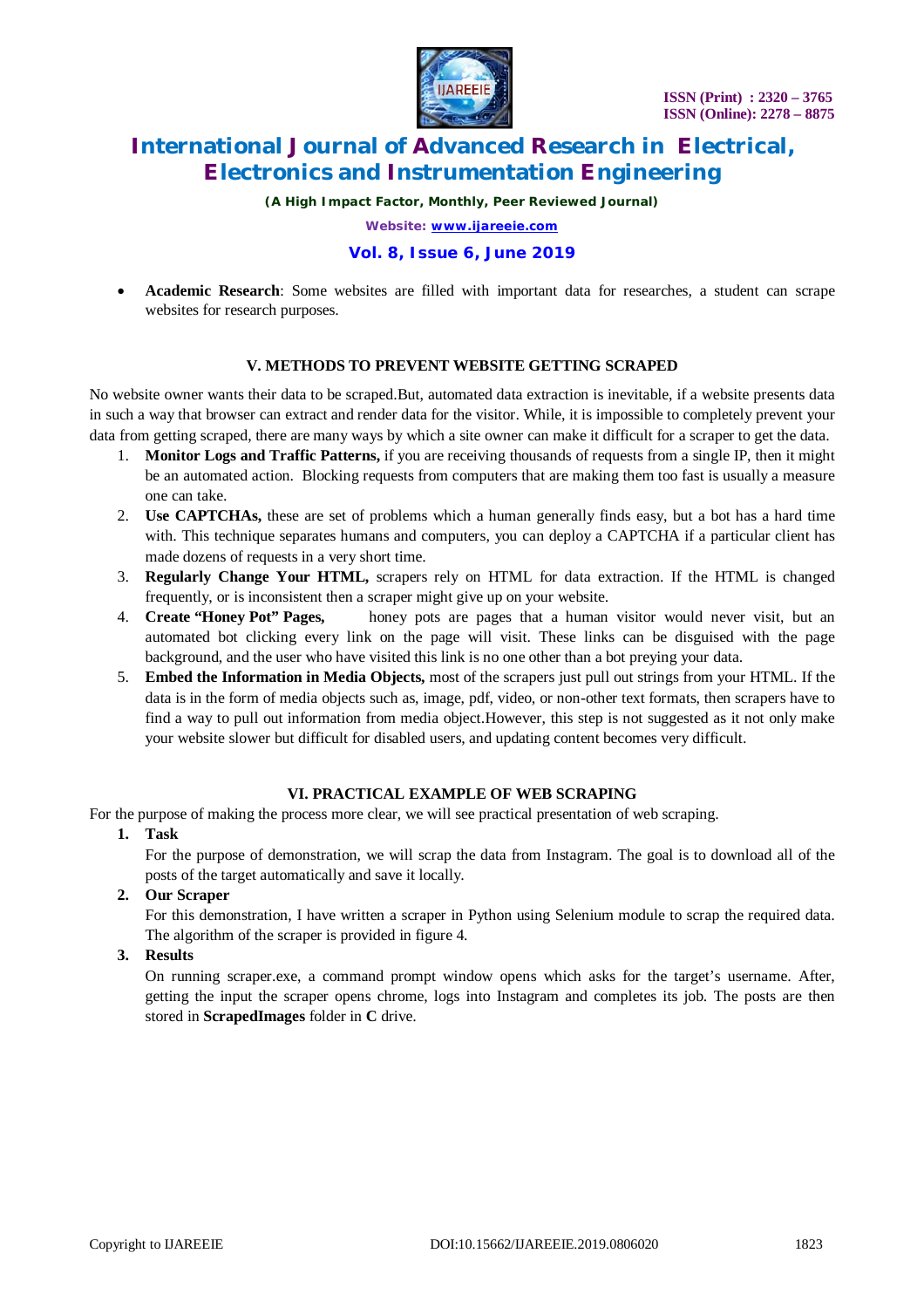- **Academic Research**: Some websites are filled with important data for researches, a student can scrape websites for research purposes.

## V. METHODS TO PREVENT WEBSITE GETTING SCRAPED

No website owner wants their data to be scraped.But, automated data extraction is inevitable, if a website presents data in such a way that browser can extract and render data for the visitor. While, it is impossible to completely prevent your data from getting scraped, there are many ways by which a site owner can make it difficult for a scraper to get the data.

1. **Monitor Logs and Traffic Patterns,** if you are receiving thousands of requests from a single IP, then it might be an automated action. Blocking requests from computers that are making them too fast is usually a measure one can take.
2. **Use CAPTCHAs,** these are set of problems which a human generally finds easy, but a bot has a hard time with. This technique separates humans and computers, you can deploy a CAPTCHA if a particular client has made dozens of requests in a very short time.
3. **Regularly Change Your HTML,** scrapers rely on HTML for data extraction. If the HTML is changed frequently, or is inconsistent then a scraper might give up on your website.
4. **Create "Honey Pot" Pages,** honey pots are pages that a human visitor would never visit, but an automated bot clicking every link on the page will visit. These links can be disguised with the page background, and the user who have visited this link is no one other than a bot preying your data.
5. **Embed the Information in Media Objects,** most of the scrapers just pull out strings from your HTML. If the data is in the form of media objects such as, image, pdf, video, or non-other text formats, then scrapers have to find a way to pull out information from media object.However, this step is not suggested as it not only make your website slower but difficult for disabled users, and updating content becomes very difficult.

## VI. PRACTICAL EXAMPLE OF WEB SCRAPING

For the purpose of making the process more clear, we will see practical presentation of web scraping.

1. **Task**

   For the purpose of demonstration, we will scrap the data from Instagram. The goal is to download all of the posts of the target automatically and save it locally.

2. **Our Scraper**

   For this demonstration, I have written a scraper in Python using Selenium module to scrap the required data. The algorithm of the scraper is provided in figure 4.

3. **Results**

   On running scraper.exe, a command prompt window opens which asks for the target's username. After, getting the input the scraper opens chrome, logs into Instagram and completes its job. The posts are then stored in **ScrapedImages** folder in **C** drive.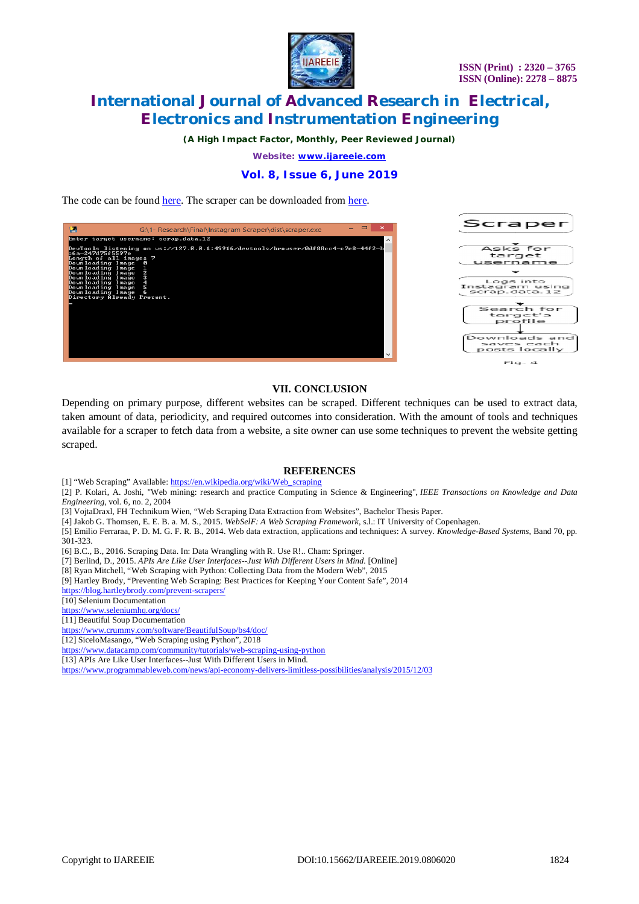The code can be found here. The scraper can be downloaded from here.

```
G:\1- Research\Final\Instagram Scraper\dist\scraper.exe
Enter target username: scrap.data.12

DevTools listening on ws://127.0.0.1:49916/devtools/browser/0df88cc4-c7e8-44f2-b
c6a-247d75f5597e
Length of all images 7
Downloading Image  0
Downloading Image  1
Downloading Image  2
Downloading Image  3
Downloading Image  4
Downloading Image  5
Downloading Image  6
Directory Already Present.
_
```

Scraper

Asks for target username

Logs into Instagram using scrap.data.12

Search for target's profile

Downloads and saves each posts locally

Fig. 4

## VII. CONCLUSION

Depending on primary purpose, different websites can be scraped. Different techniques can be used to extract data, taken amount of data, periodicity, and required outcomes into consideration. With the amount of tools and techniques available for a scraper to fetch data from a website, a site owner can use some techniques to prevent the website getting scraped.

## REFERENCES

[1] "Web Scraping" Available: https://en.wikipedia.org/wiki/Web_scraping

[2] P. Kolari, A. Joshi, "Web mining: research and practice Computing in Science & Engineering", *IEEE Transactions on Knowledge and Data Engineering*, vol. 6, no. 2, 2004

[3] VojtaDraxl, FH Technikum Wien, "Web Scraping Data Extraction from Websites", Bachelor Thesis Paper.

[4] Jakob G. Thomsen, E. E. B. a. M. S., 2015. *WebSelF: A Web Scraping Framework*, s.l.: IT University of Copenhagen.

[5] Emilio Ferraraa, P. D. M. G. F. R. B., 2014. Web data extraction, applications and techniques: A survey. *Knowledge-Based Systems*, Band 70, pp. 301-323.

[6] B.C., B., 2016. Scraping Data. In: Data Wrangling with R. Use R!.. Cham: Springer.

[7] Berlind, D., 2015. *APIs Are Like User Interfaces--Just With Different Users in Mind.* [Online]

[8] Ryan Mitchell, "Web Scraping with Python: Collecting Data from the Modern Web", 2015

[9] Hartley Brody, "Preventing Web Scraping: Best Practices for Keeping Your Content Safe", 2014
https://blog.hartleybrody.com/prevent-scrapers/

[10] Selenium Documentation
https://www.seleniumhq.org/docs/

[11] Beautiful Soup Documentation
https://www.crummy.com/software/BeautifulSoup/bs4/doc/

[12] SiceloMasango, "Web Scraping using Python", 2018
https://www.datacamp.com/community/tutorials/web-scraping-using-python

[13] APIs Are Like User Interfaces--Just With Different Users in Mind.
https://www.programmableweb.com/news/api-economy-delivers-limitless-possibilities/analysis/2015/12/03